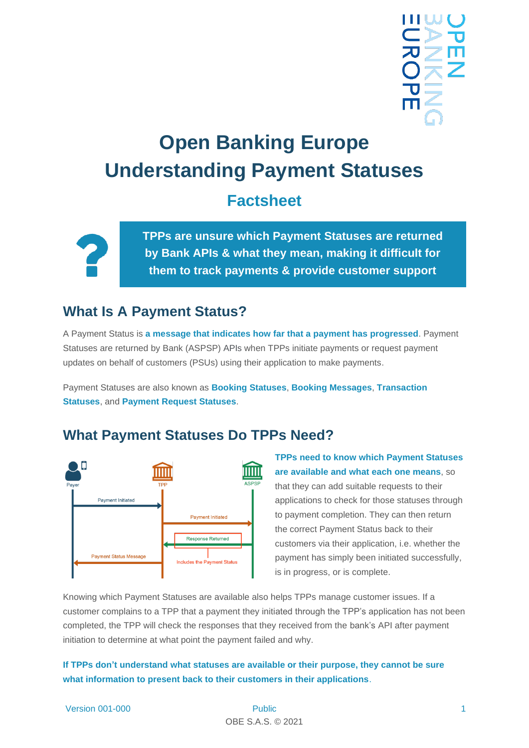# Open Banking Europe
# Understanding Payment Statuses

## Factsheet

**TPPs are unsure which Payment Statuses are returned by Bank APIs & what they mean, making it difficult for them to track payments & provide customer support**

## What Is A Payment Status?

A Payment Status is **a message that indicates how far that a payment has progressed**. Payment Statuses are returned by Bank (ASPSP) APIs when TPPs initiate payments or request payment updates on behalf of customers (PSUs) using their application to make payments.

Payment Statuses are also known as **Booking Statuses**, **Booking Messages**, **Transaction Statuses**, and **Payment Request Statuses**.

## What Payment Statuses Do TPPs Need?

**TPPs need to know which Payment Statuses are available and what each one means**, so that they can add suitable requests to their applications to check for those statuses through to payment completion. They can then return the correct Payment Status back to their customers via their application, i.e. whether the payment has simply been initiated successfully, is in progress, or is complete.

Knowing which Payment Statuses are available also helps TPPs manage customer issues. If a customer complains to a TPP that a payment they initiated through the TPP's application has not been completed, the TPP will check the responses that they received from the bank's API after payment initiation to determine at what point the payment failed and why.

**If TPPs don't understand what statuses are available or their purpose, they cannot be sure what information to present back to their customers in their applications**.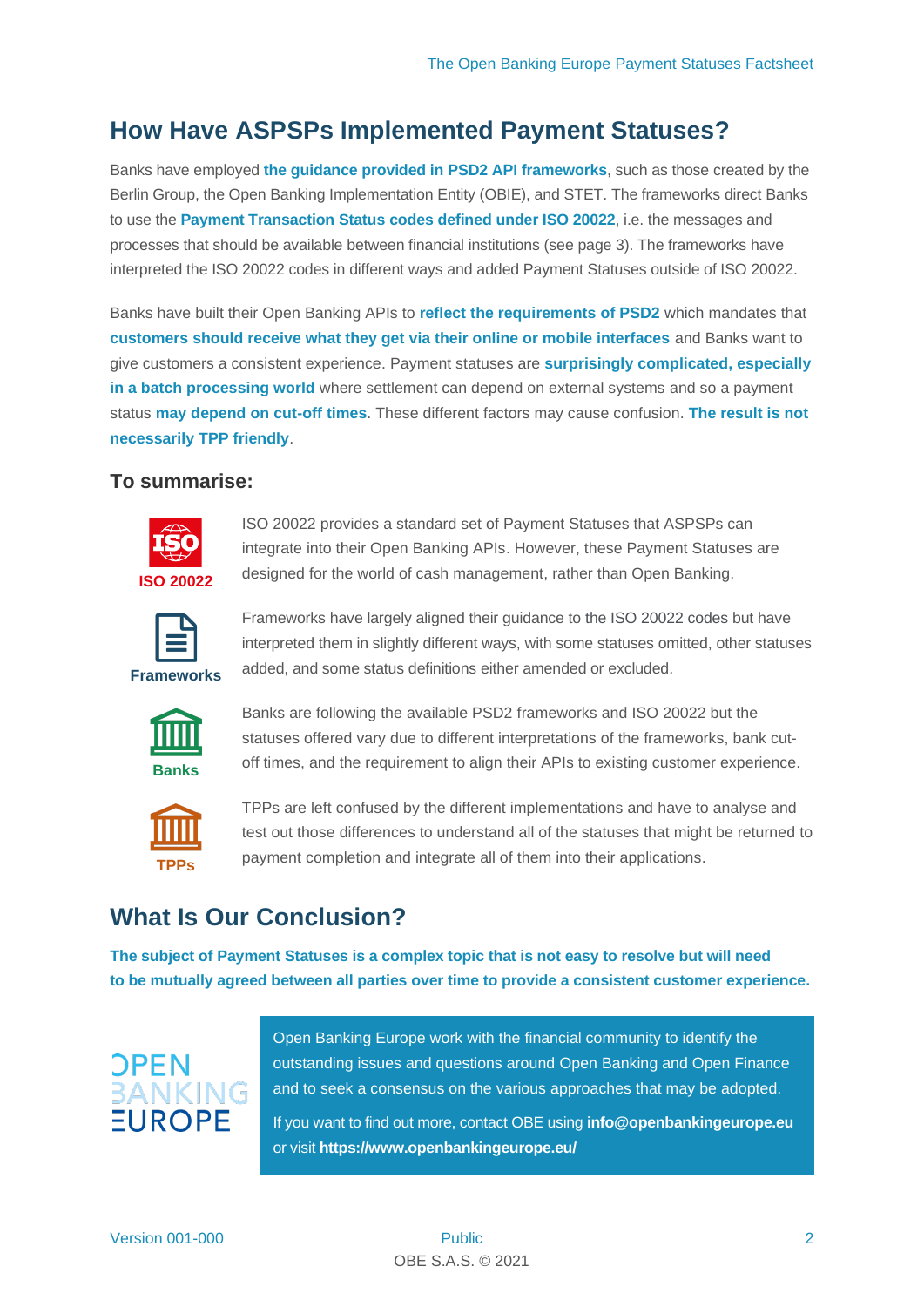## How Have ASPSPs Implemented Payment Statuses?

Banks have employed **the guidance provided in PSD2 API frameworks**, such as those created by the Berlin Group, the Open Banking Implementation Entity (OBIE), and STET. The frameworks direct Banks to use the **Payment Transaction Status codes defined under ISO 20022**, i.e. the messages and processes that should be available between financial institutions (see page 3). The frameworks have interpreted the ISO 20022 codes in different ways and added Payment Statuses outside of ISO 20022.

Banks have built their Open Banking APIs to **reflect the requirements of PSD2** which mandates that **customers should receive what they get via their online or mobile interfaces** and Banks want to give customers a consistent experience. Payment statuses are **surprisingly complicated, especially in a batch processing world** where settlement can depend on external systems and so a payment status **may depend on cut-off times**. These different factors may cause confusion. **The result is not necessarily TPP friendly**.

### To summarise:

**ISO 20022**

ISO 20022 provides a standard set of Payment Statuses that ASPSPs can integrate into their Open Banking APIs. However, these Payment Statuses are designed for the world of cash management, rather than Open Banking.

**Frameworks**

Frameworks have largely aligned their guidance to the ISO 20022 codes but have interpreted them in slightly different ways, with some statuses omitted, other statuses added, and some status definitions either amended or excluded.

**Banks**

Banks are following the available PSD2 frameworks and ISO 20022 but the statuses offered vary due to different interpretations of the frameworks, bank cut-off times, and the requirement to align their APIs to existing customer experience.

**TPPs**

TPPs are left confused by the different implementations and have to analyse and test out those differences to understand all of the statuses that might be returned to payment completion and integrate all of them into their applications.

## What Is Our Conclusion?

**The subject of Payment Statuses is a complex topic that is not easy to resolve but will need to be mutually agreed between all parties over time to provide a consistent customer experience.**

OPEN BANKING EUROPE

Open Banking Europe work with the financial community to identify the outstanding issues and questions around Open Banking and Open Finance and to seek a consensus on the various approaches that may be adopted.

If you want to find out more, contact OBE using **info@openbankingeurope.eu** or visit **https://www.openbankingeurope.eu/**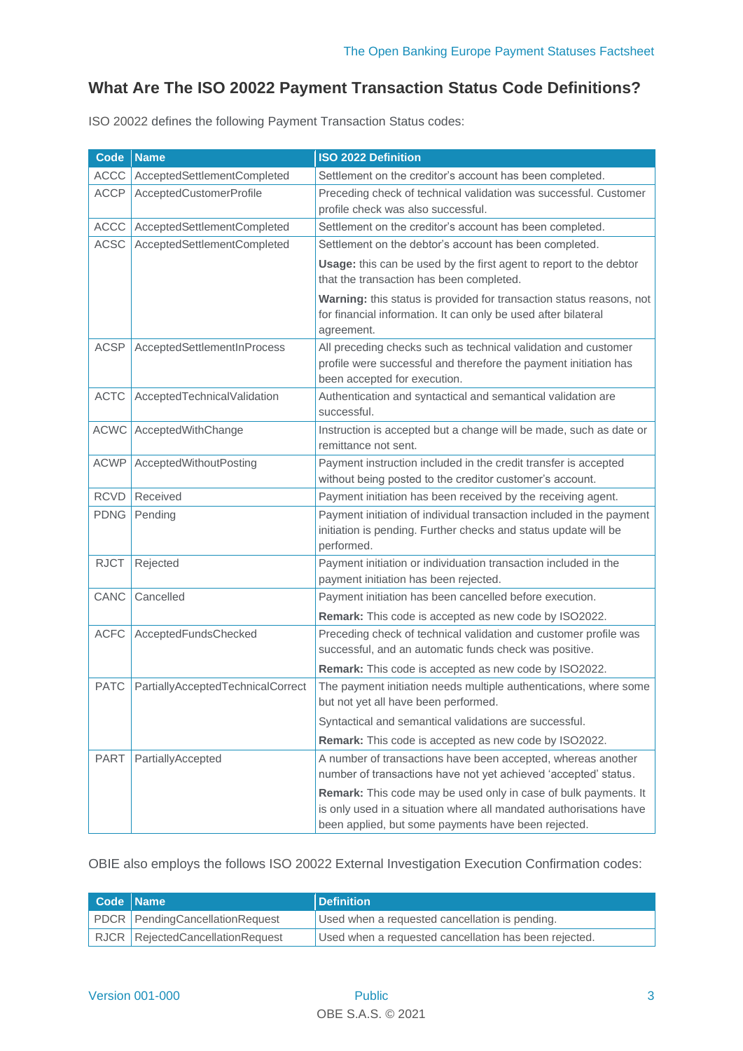## What Are The ISO 20022 Payment Transaction Status Code Definitions?

ISO 20022 defines the following Payment Transaction Status codes:

| Code | Name | ISO 2022 Definition |
|---|---|---|
| ACCC | AcceptedSettlementCompleted | Settlement on the creditor's account has been completed. |
| ACCP | AcceptedCustomerProfile | Preceding check of technical validation was successful. Customer profile check was also successful. |
| ACCC | AcceptedSettlementCompleted | Settlement on the creditor's account has been completed. |
| ACSC | AcceptedSettlementCompleted | Settlement on the debtor's account has been completed.<br><br>**Usage:** this can be used by the first agent to report to the debtor that the transaction has been completed.<br><br>**Warning:** this status is provided for transaction status reasons, not for financial information. It can only be used after bilateral agreement. |
| ACSP | AcceptedSettlementInProcess | All preceding checks such as technical validation and customer profile were successful and therefore the payment initiation has been accepted for execution. |
| ACTC | AcceptedTechnicalValidation | Authentication and syntactical and semantical validation are successful. |
| ACWC | AcceptedWithChange | Instruction is accepted but a change will be made, such as date or remittance not sent. |
| ACWP | AcceptedWithoutPosting | Payment instruction included in the credit transfer is accepted without being posted to the creditor customer's account. |
| RCVD | Received | Payment initiation has been received by the receiving agent. |
| PDNG | Pending | Payment initiation of individual transaction included in the payment initiation is pending. Further checks and status update will be performed. |
| RJCT | Rejected | Payment initiation or individuation transaction included in the payment initiation has been rejected. |
| CANC | Cancelled | Payment initiation has been cancelled before execution.<br><br>**Remark:** This code is accepted as new code by ISO2022. |
| ACFC | AcceptedFundsChecked | Preceding check of technical validation and customer profile was successful, and an automatic funds check was positive.<br><br>**Remark:** This code is accepted as new code by ISO2022. |
| PATC | PartiallyAcceptedTechnicalCorrect | The payment initiation needs multiple authentications, where some but not yet all have been performed.<br><br>Syntactical and semantical validations are successful.<br><br>**Remark:** This code is accepted as new code by ISO2022. |
| PART | PartiallyAccepted | A number of transactions have been accepted, whereas another number of transactions have not yet achieved 'accepted' status.<br><br>**Remark:** This code may be used only in case of bulk payments. It is only used in a situation where all mandated authorisations have been applied, but some payments have been rejected. |

OBIE also employs the follows ISO 20022 External Investigation Execution Confirmation codes:

| Code | Name | Definition |
|---|---|---|
| PDCR | PendingCancellationRequest | Used when a requested cancellation is pending. |
| RJCR | RejectedCancellationRequest | Used when a requested cancellation has been rejected. |